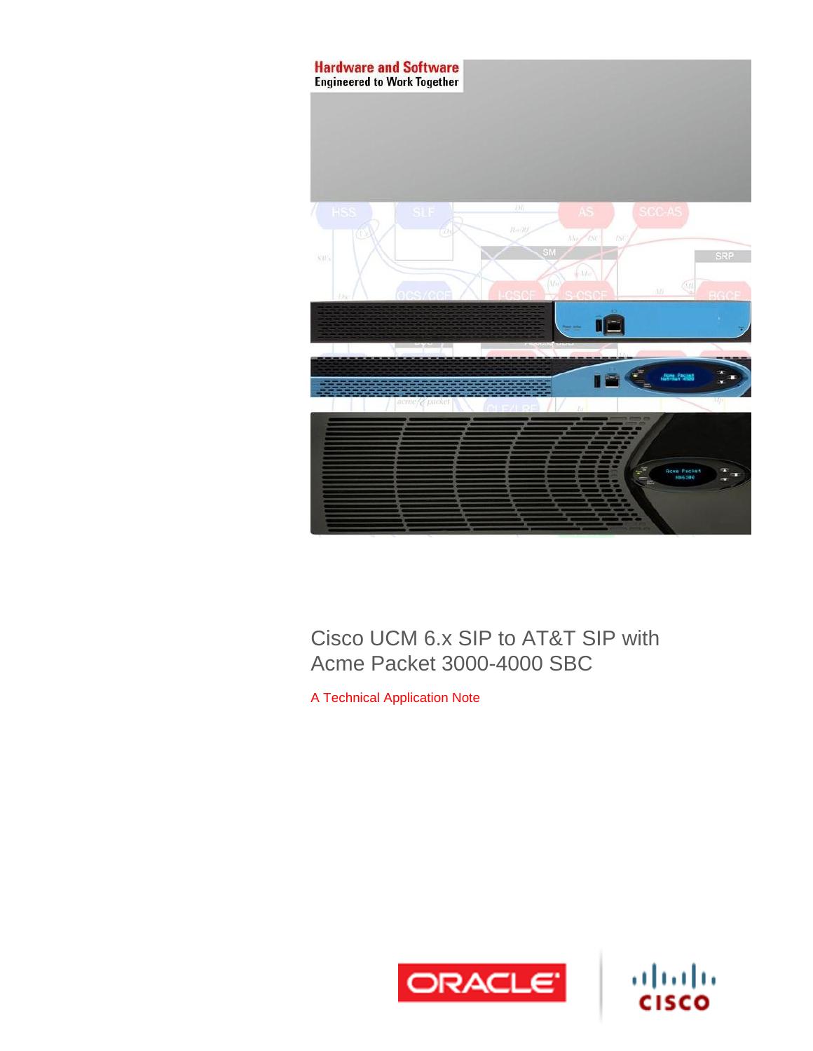Hardware and Software
Engineered to Work Together

# Cisco UCM 6.x SIP to AT&T SIP with Acme Packet 3000-4000 SBC

A Technical Application Note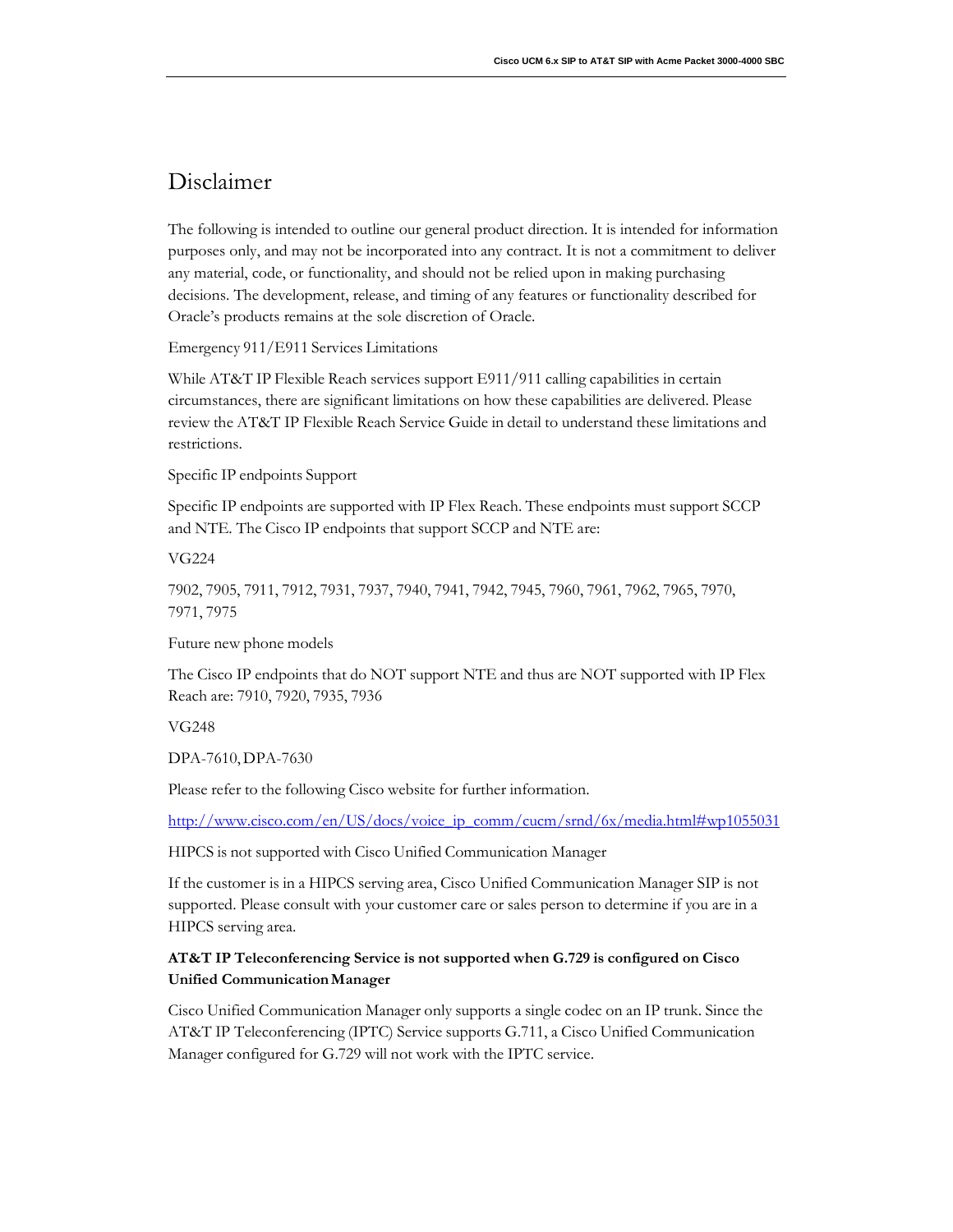# Disclaimer

The following is intended to outline our general product direction. It is intended for information purposes only, and may not be incorporated into any contract. It is not a commitment to deliver any material, code, or functionality, and should not be relied upon in making purchasing decisions. The development, release, and timing of any features or functionality described for Oracle's products remains at the sole discretion of Oracle.

Emergency 911/E911 Services Limitations

While AT&T IP Flexible Reach services support E911/911 calling capabilities in certain circumstances, there are significant limitations on how these capabilities are delivered. Please review the AT&T IP Flexible Reach Service Guide in detail to understand these limitations and restrictions.

Specific IP endpoints Support

Specific IP endpoints are supported with IP Flex Reach. These endpoints must support SCCP and NTE. The Cisco IP endpoints that support SCCP and NTE are:

VG224

7902, 7905, 7911, 7912, 7931, 7937, 7940, 7941, 7942, 7945, 7960, 7961, 7962, 7965, 7970, 7971, 7975

Future new phone models

The Cisco IP endpoints that do NOT support NTE and thus are NOT supported with IP Flex Reach are: 7910, 7920, 7935, 7936

VG248

DPA-7610, DPA-7630

Please refer to the following Cisco website for further information.

http://www.cisco.com/en/US/docs/voice_ip_comm/cucm/srnd/6x/media.html#wp1055031

HIPCS is not supported with Cisco Unified Communication Manager

If the customer is in a HIPCS serving area, Cisco Unified Communication Manager SIP is not supported. Please consult with your customer care or sales person to determine if you are in a HIPCS serving area.

**AT&T IP Teleconferencing Service is not supported when G.729 is configured on Cisco Unified Communication Manager**

Cisco Unified Communication Manager only supports a single codec on an IP trunk. Since the AT&T IP Teleconferencing (IPTC) Service supports G.711, a Cisco Unified Communication Manager configured for G.729 will not work with the IPTC service.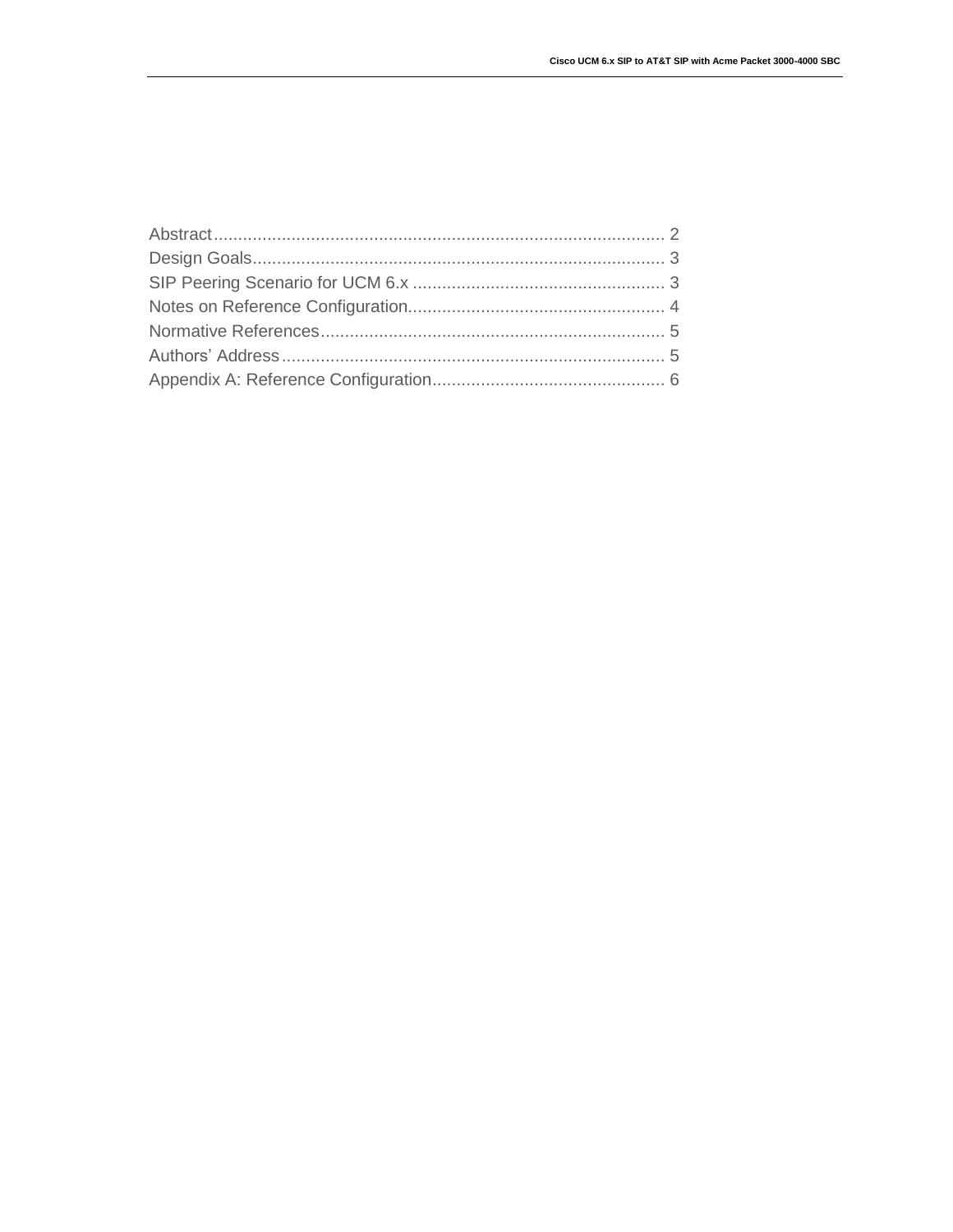Abstract............................................................................................. 2
Design Goals..................................................................................... 3
SIP Peering Scenario for UCM 6.x .................................................... 3
Notes on Reference Configuration..................................................... 4
Normative References....................................................................... 5
Authors' Address............................................................................... 5
Appendix A: Reference Configuration................................................ 6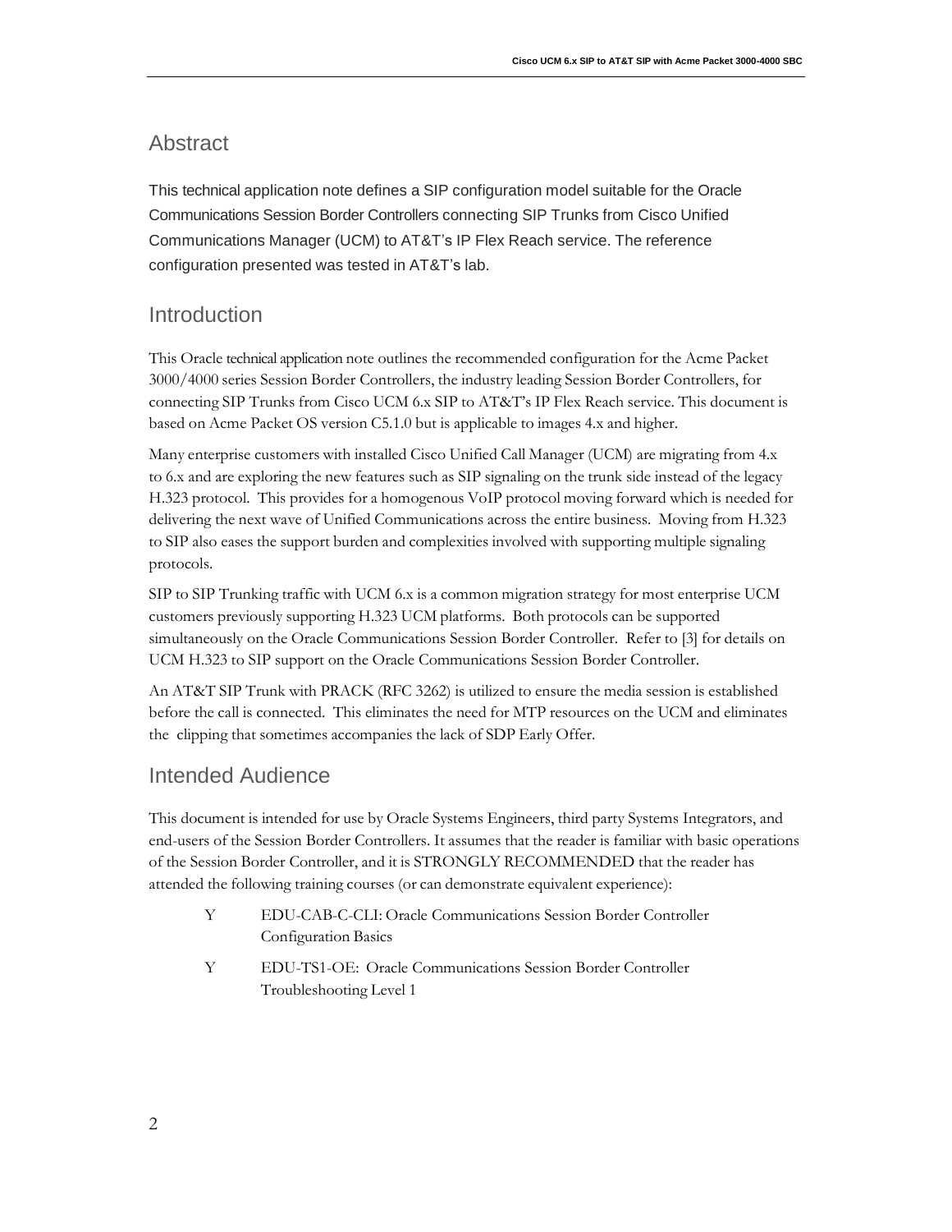## Abstract

This technical application note defines a SIP configuration model suitable for the Oracle Communications Session Border Controllers connecting SIP Trunks from Cisco Unified Communications Manager (UCM) to AT&T's IP Flex Reach service. The reference configuration presented was tested in AT&T's lab.

## Introduction

This Oracle technical application note outlines the recommended configuration for the Acme Packet 3000/4000 series Session Border Controllers, the industry leading Session Border Controllers, for connecting SIP Trunks from Cisco UCM 6.x SIP to AT&T's IP Flex Reach service. This document is based on Acme Packet OS version C5.1.0 but is applicable to images 4.x and higher.

Many enterprise customers with installed Cisco Unified Call Manager (UCM) are migrating from 4.x to 6.x and are exploring the new features such as SIP signaling on the trunk side instead of the legacy H.323 protocol. This provides for a homogenous VoIP protocol moving forward which is needed for delivering the next wave of Unified Communications across the entire business. Moving from H.323 to SIP also eases the support burden and complexities involved with supporting multiple signaling protocols.

SIP to SIP Trunking traffic with UCM 6.x is a common migration strategy for most enterprise UCM customers previously supporting H.323 UCM platforms. Both protocols can be supported simultaneously on the Oracle Communications Session Border Controller. Refer to [3] for details on UCM H.323 to SIP support on the Oracle Communications Session Border Controller.

An AT&T SIP Trunk with PRACK (RFC 3262) is utilized to ensure the media session is established before the call is connected. This eliminates the need for MTP resources on the UCM and eliminates the clipping that sometimes accompanies the lack of SDP Early Offer.

## Intended Audience

This document is intended for use by Oracle Systems Engineers, third party Systems Integrators, and end-users of the Session Border Controllers. It assumes that the reader is familiar with basic operations of the Session Border Controller, and it is STRONGLY RECOMMENDED that the reader has attended the following training courses (or can demonstrate equivalent experience):

- EDU-CAB-C-CLI: Oracle Communications Session Border Controller Configuration Basics
- EDU-TS1-OE: Oracle Communications Session Border Controller Troubleshooting Level 1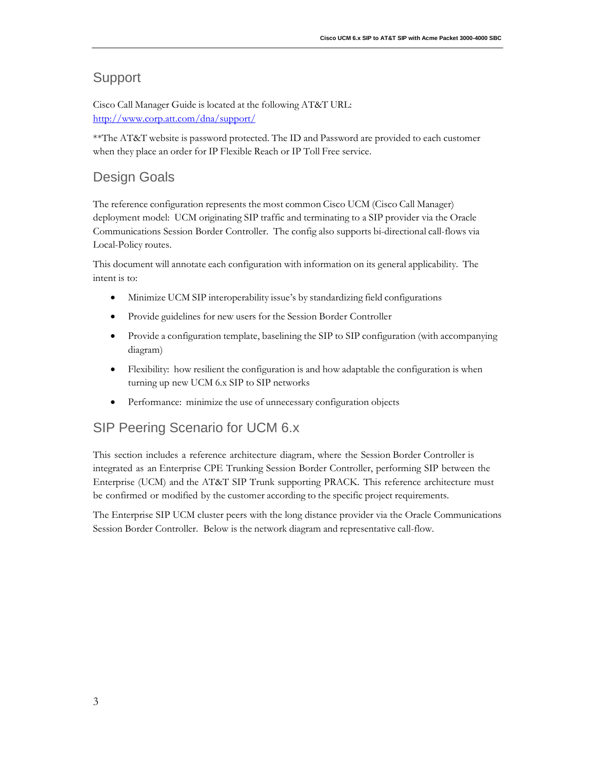## Support

Cisco Call Manager Guide is located at the following AT&T URL:
[http://www.corp.att.com/dna/support/](http://www.corp.att.com/dna/support/)

**The AT&T website is password protected. The ID and Password are provided to each customer when they place an order for IP Flexible Reach or IP Toll Free service.

## Design Goals

The reference configuration represents the most common Cisco UCM (Cisco Call Manager) deployment model: UCM originating SIP traffic and terminating to a SIP provider via the Oracle Communications Session Border Controller. The config also supports bi-directional call-flows via Local-Policy routes.

This document will annotate each configuration with information on its general applicability. The intent is to:

- Minimize UCM SIP interoperability issue's by standardizing field configurations
- Provide guidelines for new users for the Session Border Controller
- Provide a configuration template, baselining the SIP to SIP configuration (with accompanying diagram)
- Flexibility: how resilient the configuration is and how adaptable the configuration is when turning up new UCM 6.x SIP to SIP networks
- Performance: minimize the use of unnecessary configuration objects

## SIP Peering Scenario for UCM 6.x

This section includes a reference architecture diagram, where the Session Border Controller is integrated as an Enterprise CPE Trunking Session Border Controller, performing SIP between the Enterprise (UCM) and the AT&T SIP Trunk supporting PRACK. This reference architecture must be confirmed or modified by the customer according to the specific project requirements.

The Enterprise SIP UCM cluster peers with the long distance provider via the Oracle Communications Session Border Controller. Below is the network diagram and representative call-flow.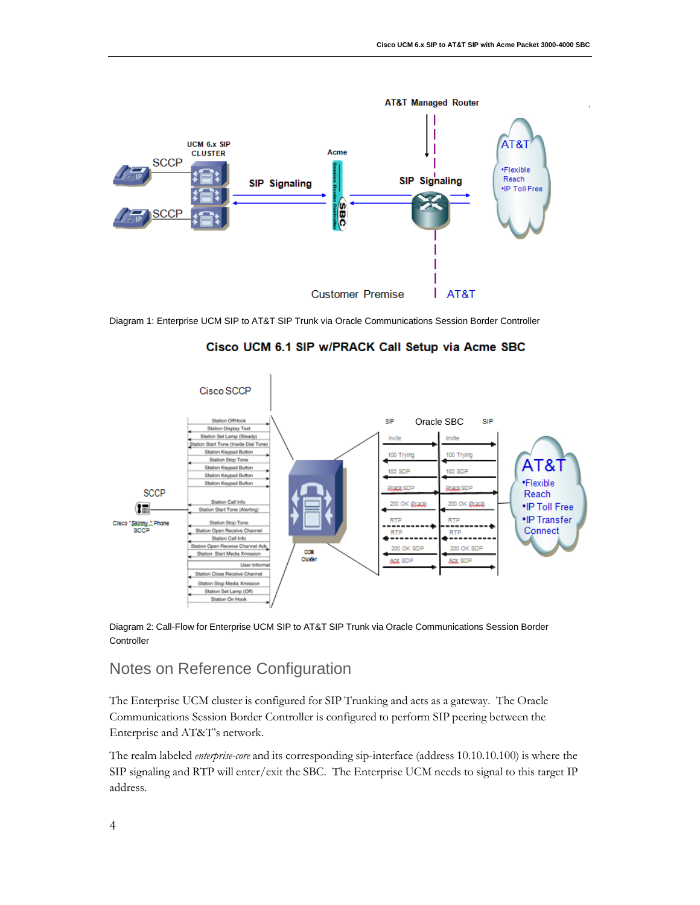Diagram 1: Enterprise UCM SIP to AT&T SIP Trunk via Oracle Communications Session Border Controller

Diagram 2: Call-Flow for Enterprise UCM SIP to AT&T SIP Trunk via Oracle Communications Session Border Controller

## Notes on Reference Configuration

The Enterprise UCM cluster is configured for SIP Trunking and acts as a gateway. The Oracle Communications Session Border Controller is configured to perform SIP peering between the Enterprise and AT&T's network.

The realm labeled *enterprise-core* and its corresponding sip-interface (address 10.10.10.100) is where the SIP signaling and RTP will enter/exit the SBC. The Enterprise UCM needs to signal to this target IP address.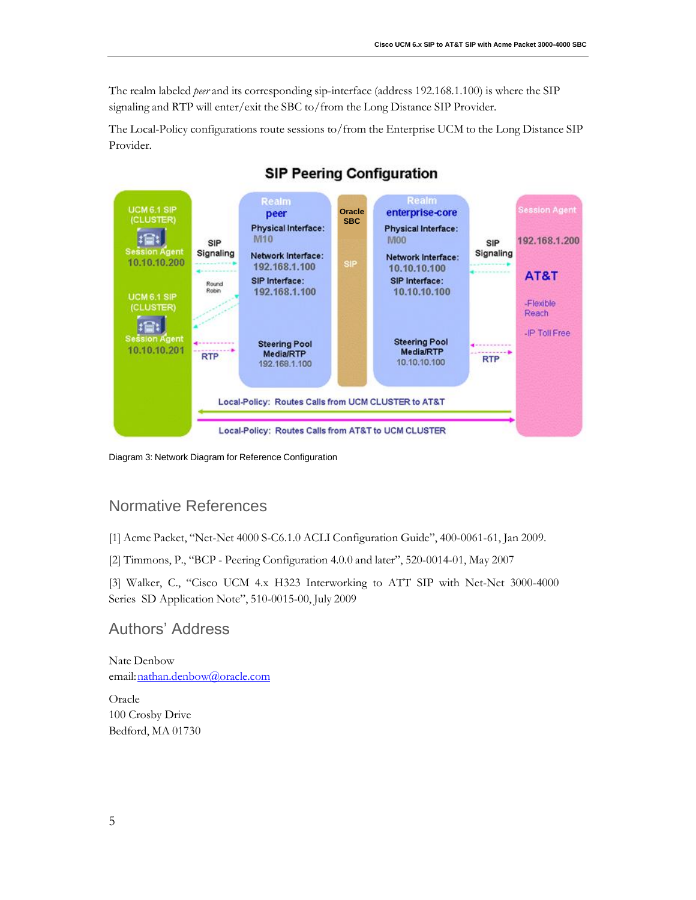The realm labeled *peer* and its corresponding sip-interface (address 192.168.1.100) is where the SIP signaling and RTP will enter/exit the SBC to/from the Long Distance SIP Provider.

The Local-Policy configurations route sessions to/from the Enterprise UCM to the Long Distance SIP Provider.

**SIP Peering Configuration**

Diagram 3: Network Diagram for Reference Configuration

## Normative References

[1] Acme Packet, "Net-Net 4000 S-C6.1.0 ACLI Configuration Guide", 400-0061-61, Jan 2009.

[2] Timmons, P., "BCP - Peering Configuration 4.0.0 and later", 520-0014-01, May 2007

[3] Walker, C., "Cisco UCM 4.x H323 Interworking to ATT SIP with Net-Net 3000-4000 Series SD Application Note", 510-0015-00, July 2009

## Authors' Address

Nate Denbow
email: nathan.denbow@oracle.com

Oracle
100 Crosby Drive
Bedford, MA 01730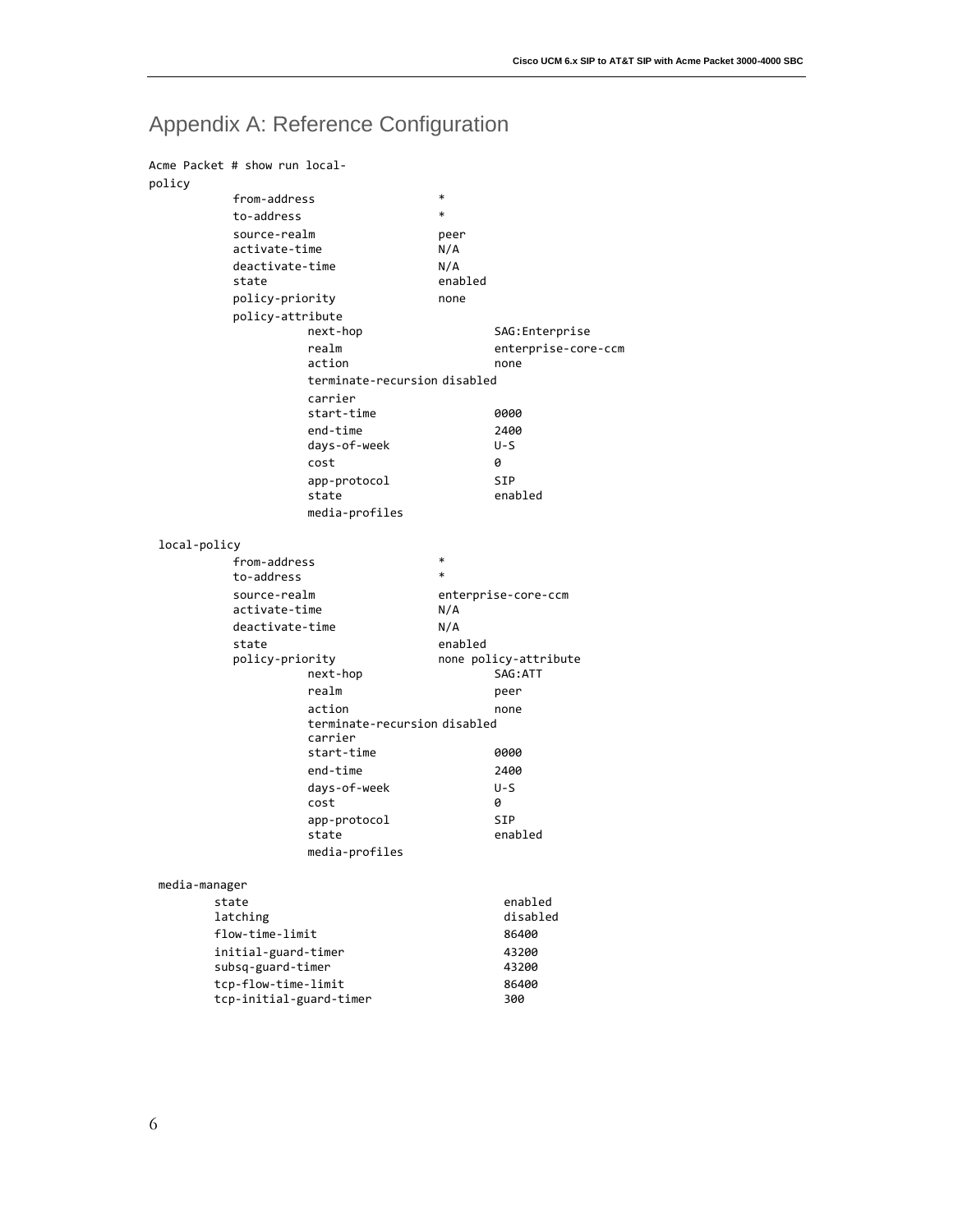# Appendix A: Reference Configuration

```
Acme Packet # show run local-
policy
          from-address                  *
          to-address                    *
          source-realm                  peer
          activate-time                 N/A
          deactivate-time               N/A
          state                         enabled
          policy-priority               none
          policy-attribute
                   next-hop                    SAG:Enterprise
                   realm                       enterprise-core-ccm
                   action                      none
                   terminate-recursion disabled
                   carrier
                   start-time                  0000
                   end-time                    2400
                   days-of-week                U-S
                   cost                        0
                   app-protocol                SIP
                   state                       enabled
                   media-profiles

 local-policy
          from-address                  *
          to-address                    *
          source-realm                  enterprise-core-ccm
          activate-time                 N/A
          deactivate-time               N/A
          state                         enabled
          policy-priority               none policy-attribute
                   next-hop                    SAG:ATT
                   realm                       peer
                   action                      none
                   terminate-recursion disabled
                   carrier
                   start-time                  0000
                   end-time                    2400
                   days-of-week                U-S
                   cost                        0
                   app-protocol                SIP
                   state                       enabled
                   media-profiles

 media-manager
        state                                   enabled
        latching                                disabled
        flow-time-limit                         86400
        initial-guard-timer                     43200
        subsq-guard-timer                       43200
        tcp-flow-time-limit                     86400
        tcp-initial-guard-timer                 300
```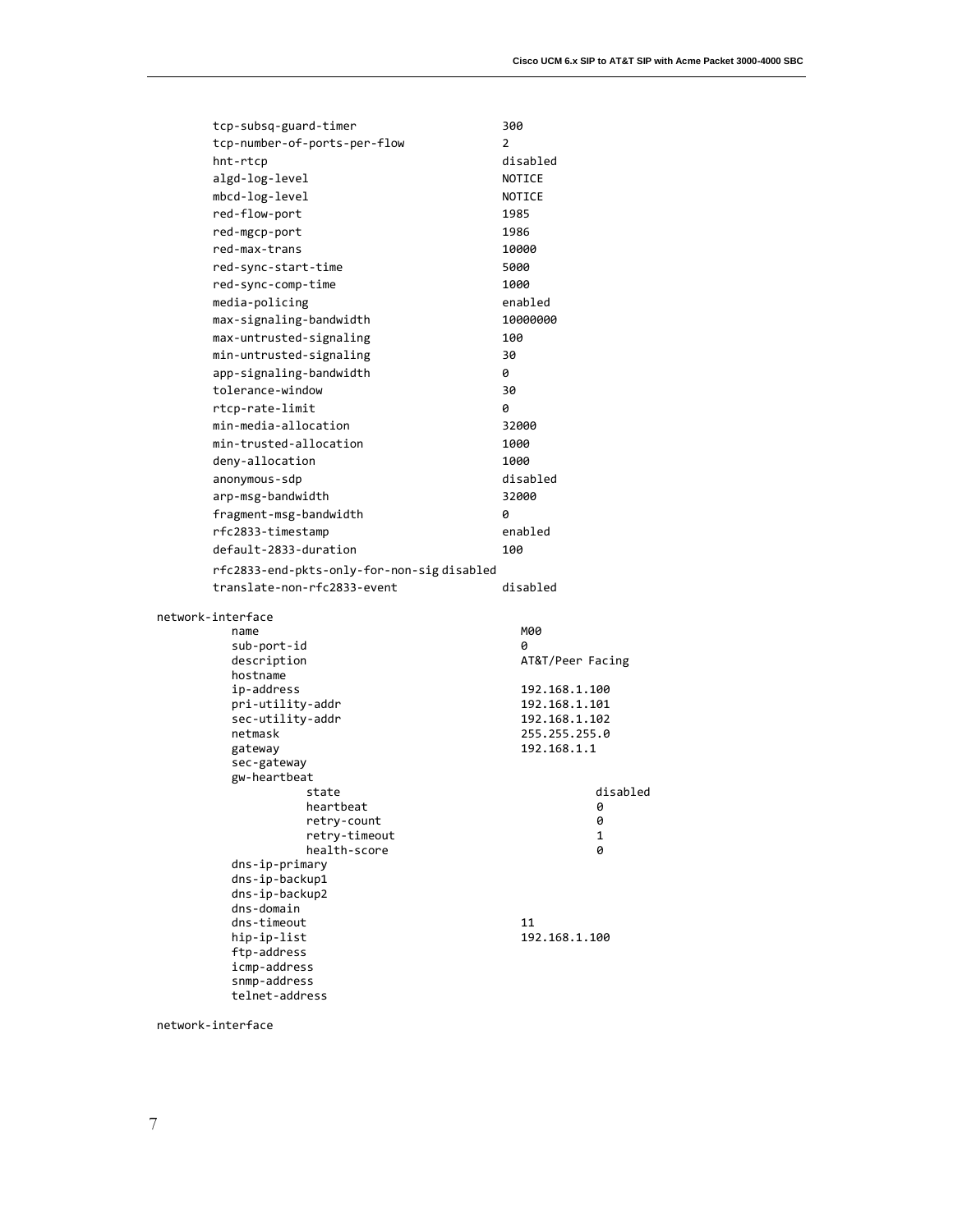```
        tcp-subsq-guard-timer                    300
        tcp-number-of-ports-per-flow             2
        hnt-rtcp                                 disabled
        algd-log-level                           NOTICE
        mbcd-log-level                           NOTICE
        red-flow-port                            1985
        red-mgcp-port                            1986
        red-max-trans                            10000
        red-sync-start-time                      5000
        red-sync-comp-time                       1000
        media-policing                           enabled
        max-signaling-bandwidth                  10000000
        max-untrusted-signaling                  100
        min-untrusted-signaling                  30
        app-signaling-bandwidth                  0
        tolerance-window                         30
        rtcp-rate-limit                          0
        min-media-allocation                     32000
        min-trusted-allocation                   1000
        deny-allocation                          1000
        anonymous-sdp                            disabled
        arp-msg-bandwidth                        32000
        fragment-msg-bandwidth                   0
        rfc2833-timestamp                        enabled
        default-2833-duration                    100
        rfc2833-end-pkts-only-for-non-sig disabled
        translate-non-rfc2833-event              disabled

network-interface
        name                                     M00
        sub-port-id                              0
        description                              AT&T/Peer Facing
        hostname
        ip-address                               192.168.1.100
        pri-utility-addr                         192.168.1.101
        sec-utility-addr                         192.168.1.102
        netmask                                  255.255.255.0
        gateway                                  192.168.1.1
        sec-gateway
        gw-heartbeat
                state                                    disabled
                heartbeat                                0
                retry-count                              0
                retry-timeout                            1
                health-score                             0
        dns-ip-primary
        dns-ip-backup1
        dns-ip-backup2
        dns-domain
        dns-timeout                              11
        hip-ip-list                              192.168.1.100
        ftp-address
        icmp-address
        snmp-address
        telnet-address

network-interface
```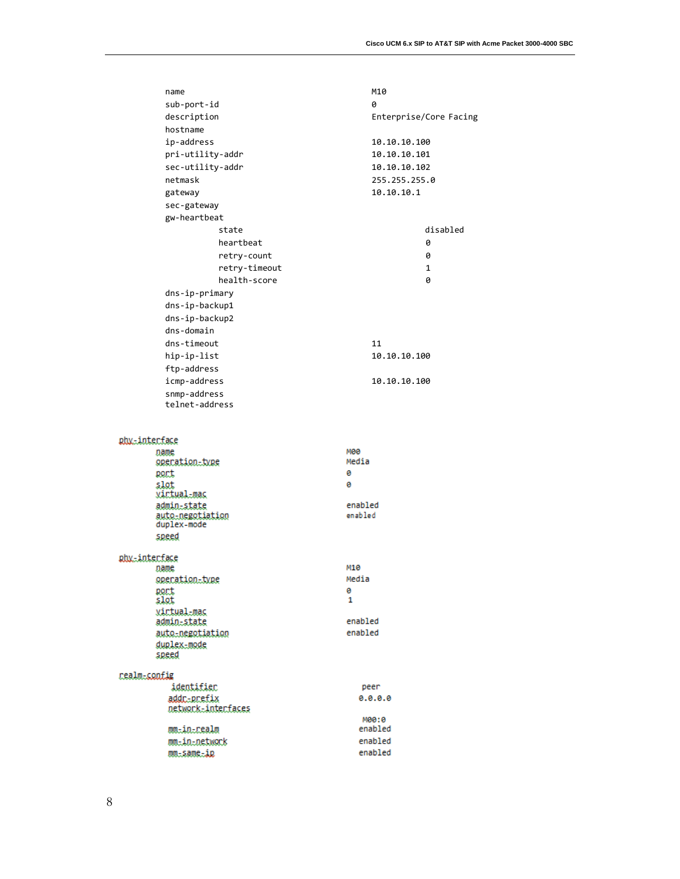```
name                                M10
sub-port-id                         0
description                         Enterprise/Core Facing
hostname
ip-address                          10.10.10.100
pri-utility-addr                    10.10.10.101
sec-utility-addr                    10.10.10.102
netmask                             255.255.255.0
gateway                             10.10.10.1
sec-gateway
gw-heartbeat
          state                                disabled
          heartbeat                            0
          retry-count                          0
          retry-timeout                        1
          health-score                         0
dns-ip-primary
dns-ip-backup1
dns-ip-backup2
dns-domain
dns-timeout                         11
hip-ip-list                         10.10.10.100
ftp-address
icmp-address                        10.10.10.100
snmp-address
telnet-address
```

```
phy-interface
        name                            M00
        operation-type                  Media
        port                            0
        slot                            0
        virtual-mac
        admin-state                     enabled
        auto-negotiation                enabled
        duplex-mode
        speed

phy-interface
        name                            M10
        operation-type                  Media
        port                            0
        slot                            1
        virtual-mac
        admin-state                     enabled
        auto-negotiation                enabled
        duplex-mode
        speed

realm-config
         identifier                      peer
         addr-prefix                     0.0.0.0
         network-interfaces
                                         M00:0
         mm-in-realm                     enabled
         mm-in-network                   enabled
         mm-same-ip                      enabled
```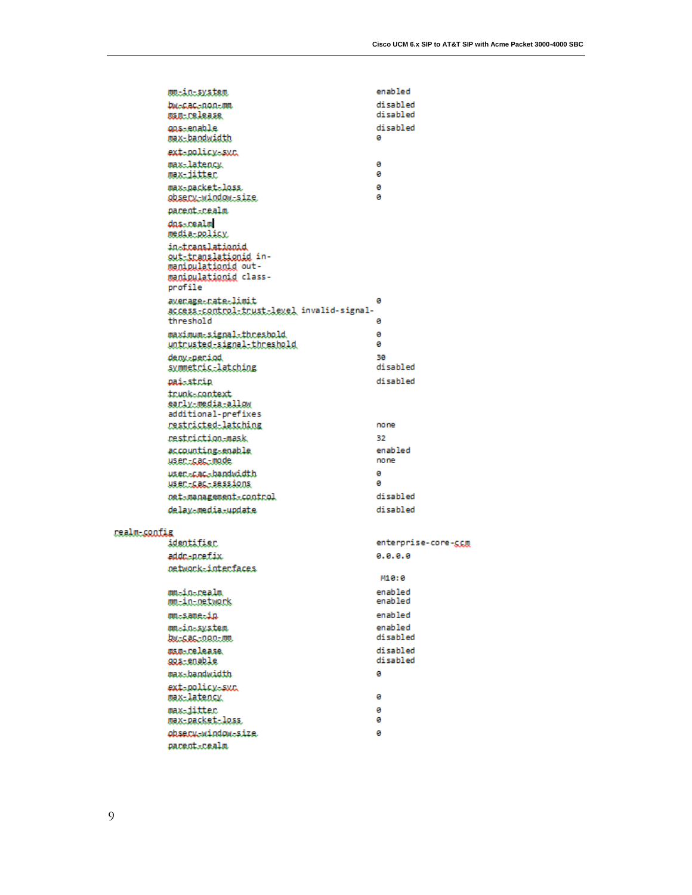```
        mm-in-system                          enabled
        bw-cac-non-mm                         disabled
        msm-release                           disabled
        qos-enable                            disabled
        max-bandwidth                         0
        ext-policy-svr
        max-latency                           0
        max-jitter                            0
        max-packet-loss                       0
        observ-window-size                    0
        parent-realm
        dns-realm
        media-policy
        in-translationid
        out-translationid in-
        manipulationid out-
        manipulationid class-
        profile
        average-rate-limit                    0
        access-control-trust-level invalid-signal-
        threshold                             0
        maximum-signal-threshold              0
        untrusted-signal-threshold            0
        deny-period                           30
        symmetric-latching                    disabled
        pai-strip                             disabled
        trunk-context
        early-media-allow
        additional-prefixes
        restricted-latching                   none
        restriction-mask                      32
        accounting-enable                     enabled
        user-cac-mode                         none
        user-cac-bandwidth                    0
        user-cac-sessions                     0
        net-management-control                disabled
        delay-media-update                    disabled

realm-config
        identifier                            enterprise-core-ccm
        addr-prefix                           0.0.0.0
        network-interfaces
                                               M10:0
        mm-in-realm                           enabled
        mm-in-network                         enabled
        mm-same-ip                            enabled
        mm-in-system                          enabled
        bw-cac-non-mm                         disabled
        msm-release                           disabled
        qos-enable                            disabled
        max-bandwidth                         0
        ext-policy-svr
        max-latency                           0
        max-jitter                            0
        max-packet-loss                       0
        observ-window-size                    0
        parent-realm
```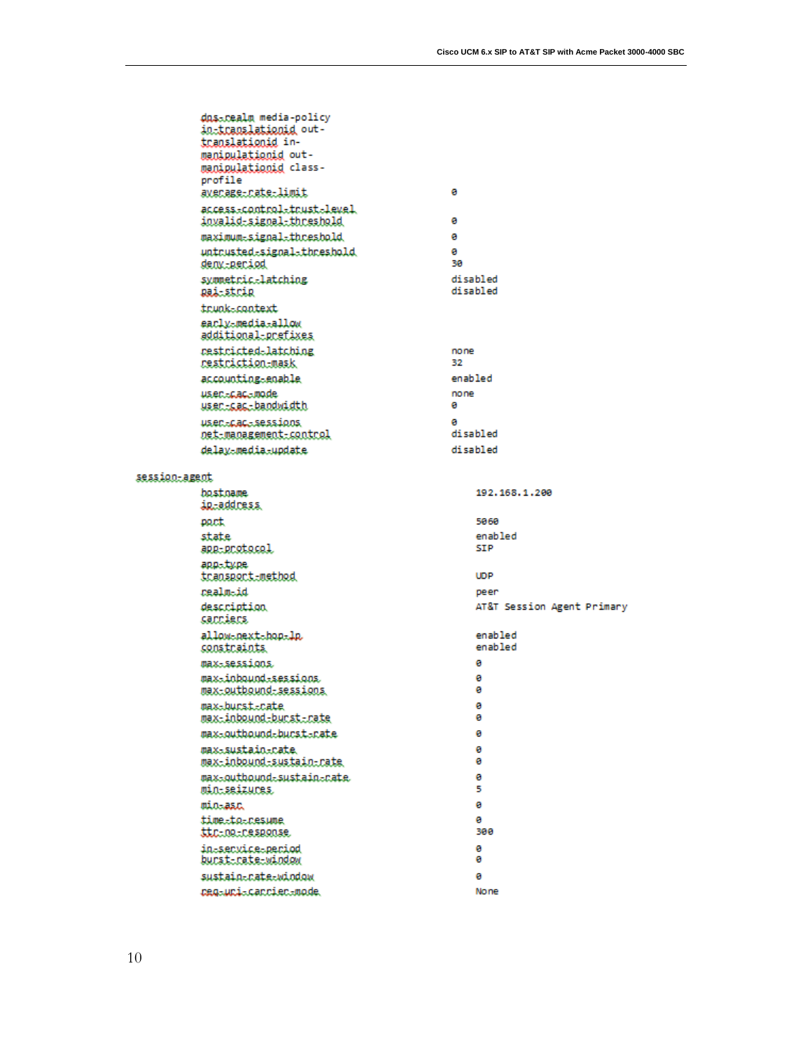```
        dns-realm media-policy
        in-translationid out-
        translationid in-
        manipulationid out-
        manipulationid class-
        profile
        average-rate-limit                  0
        access-control-trust-level
        invalid-signal-threshold            0
        maximum-signal-threshold            0
        untrusted-signal-threshold          0
        deny-period                         30
        symmetric-latching                  disabled
        pai-strip                           disabled
        trunk-context
        early-media-allow
        additional-prefixes
        restricted-latching                 none
        restriction-mask                    32
        accounting-enable                   enabled
        user-cac-mode                       none
        user-cac-bandwidth                  0
        user-cac-sessions                   0
        net-management-control              disabled
        delay-media-update                  disabled

session-agent
        hostname                                192.168.1.200
        ip-address
        port                                    5060
        state                                   enabled
        app-protocol                            SIP
        app-type
        transport-method                        UDP
        realm-id                                peer
        description                             AT&T Session Agent Primary
        carriers
        allow-next-hop-lp                       enabled
        constraints                             enabled
        max-sessions                            0
        max-inbound-sessions                    0
        max-outbound-sessions                   0
        max-burst-rate                          0
        max-inbound-burst-rate                  0
        max-outbound-burst-rate                 0
        max-sustain-rate                        0
        max-inbound-sustain-rate                0
        max-outbound-sustain-rate               0
        min-seizures                            5
        min-asr                                 0
        time-to-resume                          0
        ttr-no-response                         300
        in-service-period                       0
        burst-rate-window                       0
        sustain-rate-window                     0
        req-uri-carrier-mode                    None
```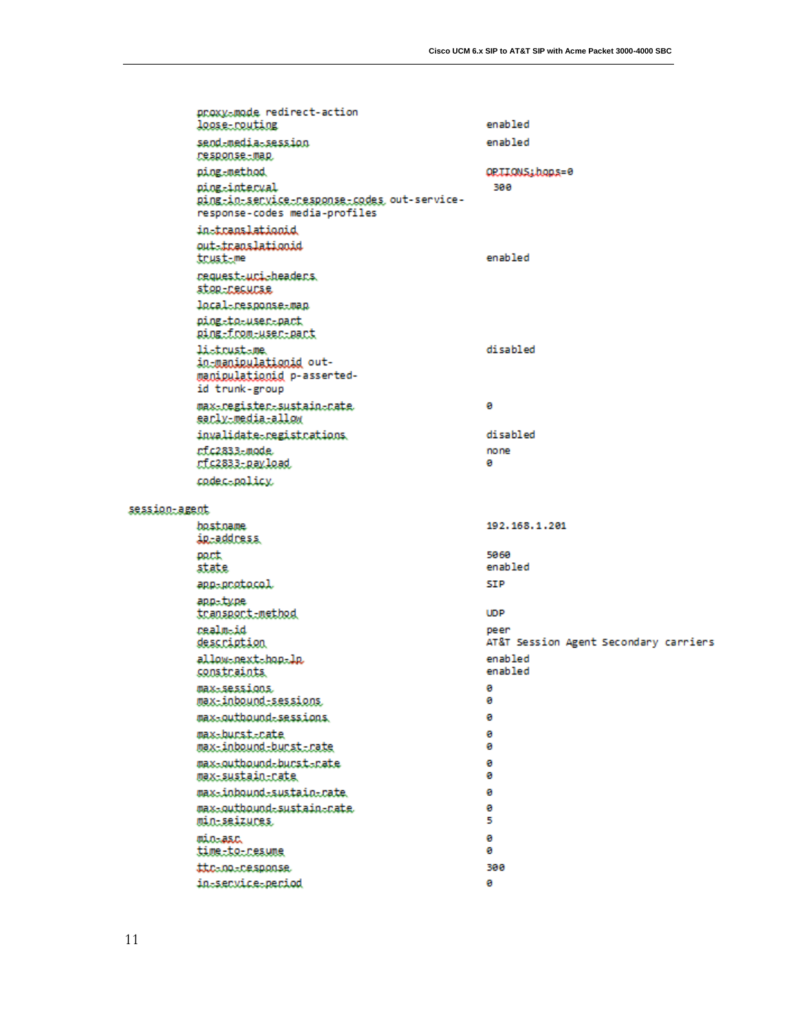```
        proxy-mode redirect-action
        loose-routing                           enabled
        send-media-session                      enabled
        response-map
        ping-method                             OPTIONS;hops=0
        ping-interval                            300
        ping-in-service-response-codes out-service-
        response-codes media-profiles
        in-translationid
        out-translationid
        trust-me                                enabled
        request-uri-headers
        stop-recurse
        local-response-map
        ping-to-user-part
        ping-from-user-part
        li-trust-me                             disabled
        in-manipulationid out-
        manipulationid p-asserted-
        id trunk-group
        max-register-sustain-rate               0
        early-media-allow
        invalidate-registrations                disabled
        rfc2833-mode                            none
        rfc2833-payload                         0
        codec-policy

session-agent
        hostname                                192.168.1.201
        ip-address
        port                                    5060
        state                                   enabled
        app-protocol                            SIP
        app-type
        transport-method                        UDP
        realm-id                                peer
        description                             AT&T Session Agent Secondary carriers
        allow-next-hop-lp                       enabled
        constraints                             enabled
        max-sessions                            0
        max-inbound-sessions                    0
        max-outbound-sessions                   0
        max-burst-rate                          0
        max-inbound-burst-rate                  0
        max-outbound-burst-rate                 0
        max-sustain-rate                        0
        max-inbound-sustain-rate                0
        max-outbound-sustain-rate               0
        min-seizures                            5
        min-asr                                 0
        time-to-resume                          0
        ttr-no-response                         300
        in-service-period                       0
```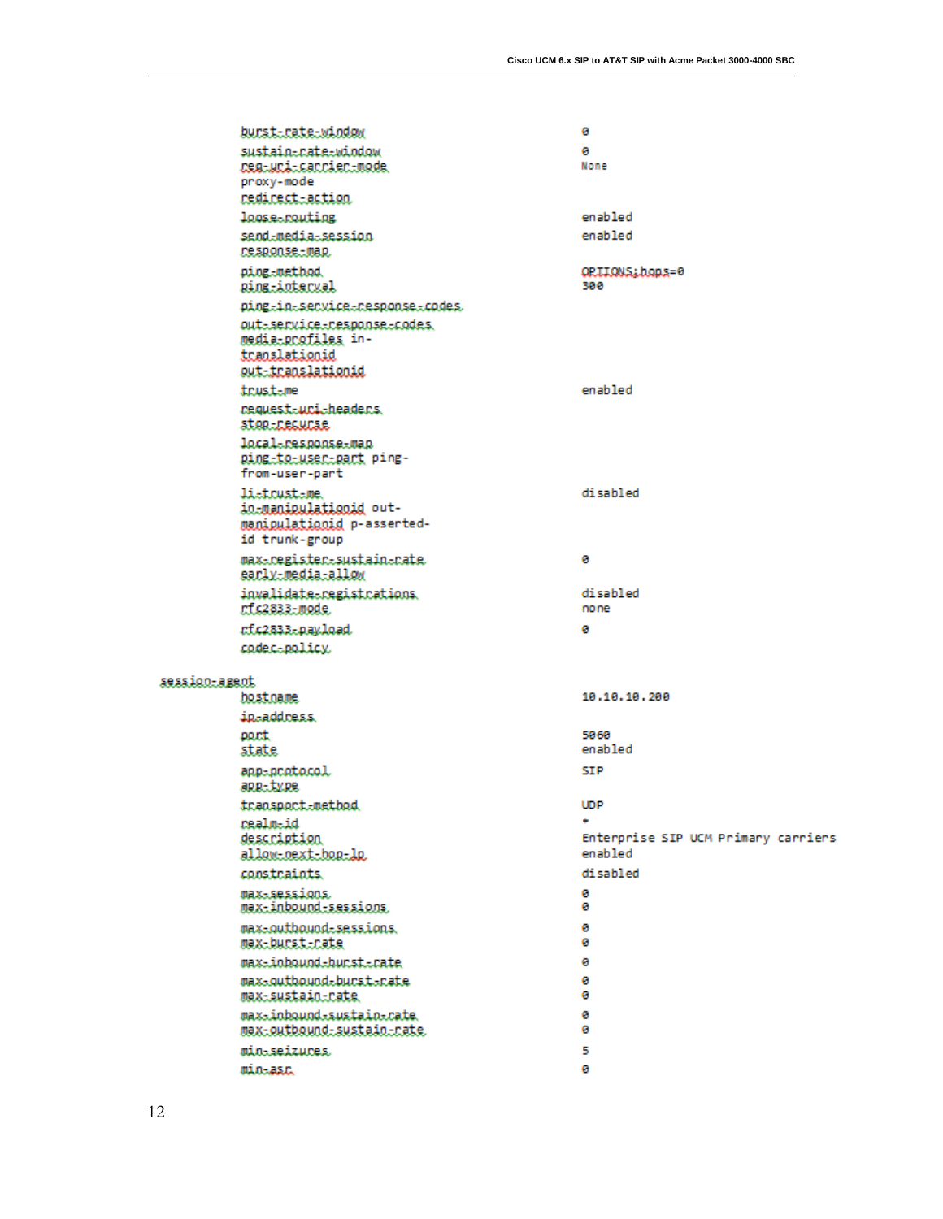```
        burst-rate-window                   0
        sustain-rate-window                 0
        req-uri-carrier-mode                None
        proxy-mode
        redirect-action
        loose-routing                       enabled
        send-media-session                  enabled
        response-map
        ping-method                         OPTIONS;hops=0
        ping-interval                       300
        ping-in-service-response-codes
        out-service-response-codes
        media-profiles in-
        translationid
        out-translationid
        trust-me                            enabled
        request-uri-headers
        stop-recurse
        local-response-map
        ping-to-user-part ping-
        from-user-part
        li-trust-me                         disabled
        in-manipulationid out-
        manipulationid p-asserted-
        id trunk-group
        max-register-sustain-rate           0
        early-media-allow
        invalidate-registrations            disabled
        rfc2833-mode                        none
        rfc2833-payload                     0
        codec-policy

session-agent
        hostname                            10.10.10.200
        ip-address
        port                                5060
        state                               enabled
        app-protocol                        SIP
        app-type
        transport-method                    UDP
        realm-id                            *
        description                         Enterprise SIP UCM Primary carriers
        allow-next-hop-lp                   enabled
        constraints                         disabled
        max-sessions                        0
        max-inbound-sessions                0
        max-outbound-sessions               0
        max-burst-rate                      0
        max-inbound-burst-rate              0
        max-outbound-burst-rate             0
        max-sustain-rate                    0
        max-inbound-sustain-rate            0
        max-outbound-sustain-rate           0
        min-seizures                        5
        min-asr                             0
```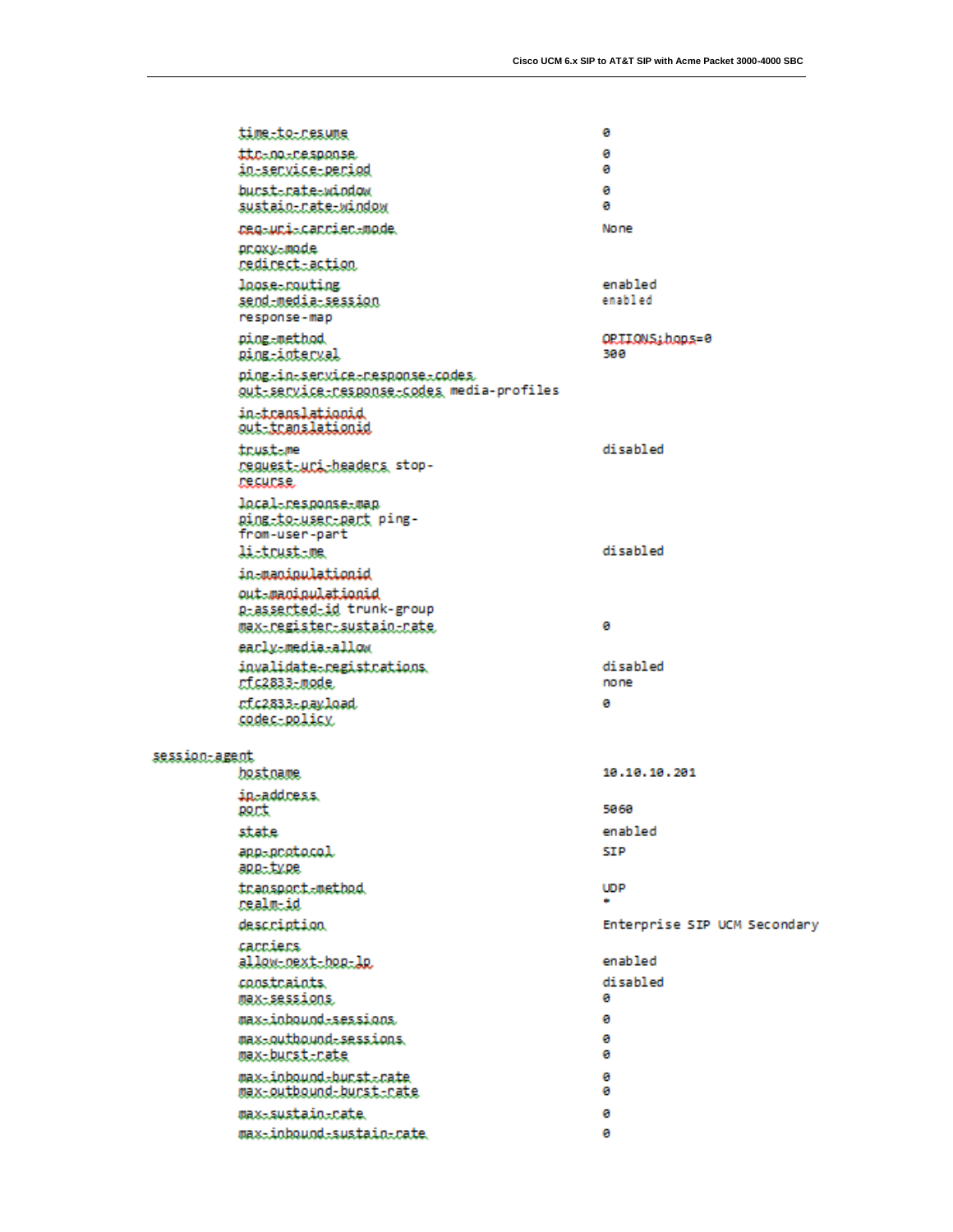```
        time-to-resume                                  0
        ttr-no-response                                 0
        in-service-period                               0
        burst-rate-window                               0
        sustain-rate-window                             0
        req-uri-carrier-mode                            None
        proxy-mode
        redirect-action
        loose-routing                                   enabled
        send-media-session                              enabled
        response-map
        ping-method                                     OPTIONS;hops=0
        ping-interval                                   300
        ping-in-service-response-codes
        out-service-response-codes media-profiles
        in-translationid
        out-translationid
        trust-me                                        disabled
        request-uri-headers stop-
        recurse
        local-response-map
        ping-to-user-part ping-
        from-user-part
        li-trust-me                                     disabled
        in-manipulationid
        out-manipulationid
        p-asserted-id trunk-group
        max-register-sustain-rate                       0
        early-media-allow
        invalidate-registrations                        disabled
        rfc2833-mode                                    none
        rfc2833-payload                                 0
        codec-policy

session-agent
        hostname                                        10.10.10.201
        ip-address
        port                                            5060
        state                                           enabled
        app-protocol                                    SIP
        app-type
        transport-method                                UDP
        realm-id                                        *
        description                                     Enterprise SIP UCM Secondary
        carriers
        allow-next-hop-lp                               enabled
        constraints                                     disabled
        max-sessions                                    0
        max-inbound-sessions                            0
        max-outbound-sessions                           0
        max-burst-rate                                  0
        max-inbound-burst-rate                          0
        max-outbound-burst-rate                         0
        max-sustain-rate                                0
        max-inbound-sustain-rate                        0
```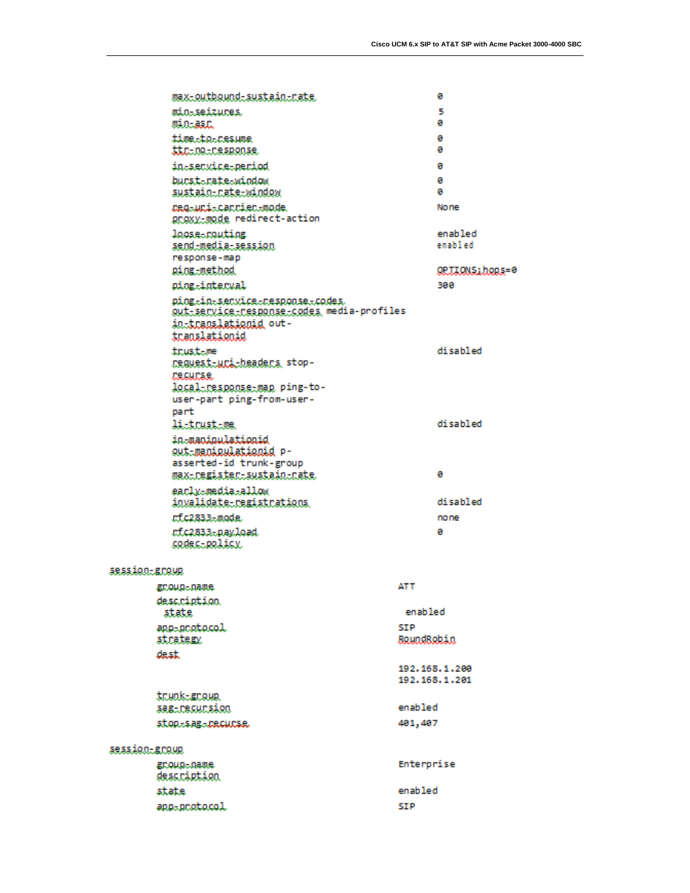```
        max-outbound-sustain-rate                0
        min-seizures                             5
        min-asr                                  0
        time-to-resume                           0
        ttr-no-response                          0
        in-service-period                        0
        burst-rate-window                        0
        sustain-rate-window                      0
        req-uri-carrier-mode                     None
        proxy-mode redirect-action
        loose-routing                            enabled
        send-media-session                       enabled
        response-map
        ping-method                              OPTIONS;hops=0
        ping-interval                            300
        ping-in-service-response-codes
        out-service-response-codes media-profiles
        in-translationid out-
        translationid
        trust-me                                 disabled
        request-uri-headers stop-
        recurse
        local-response-map ping-to-
        user-part ping-from-user-
        part
        li-trust-me                              disabled
        in-manipulationid
        out-manipulationid p-
        asserted-id trunk-group
        max-register-sustain-rate                0
        early-media-allow
        invalidate-registrations                 disabled
        rfc2833-mode                             none
        rfc2833-payload                          0
        codec-policy

session-group
        group-name                               ATT
        description
         state                                    enabled
        app-protocol                             SIP
        strategy                                 RoundRobin
        dest
                                                 192.168.1.200
                                                 192.168.1.201
        trunk-group
        sag-recursion                            enabled
        stop-sag-recurse                         401,407

session-group
        group-name                               Enterprise
        description
        state                                    enabled
        app-protocol                             SIP
```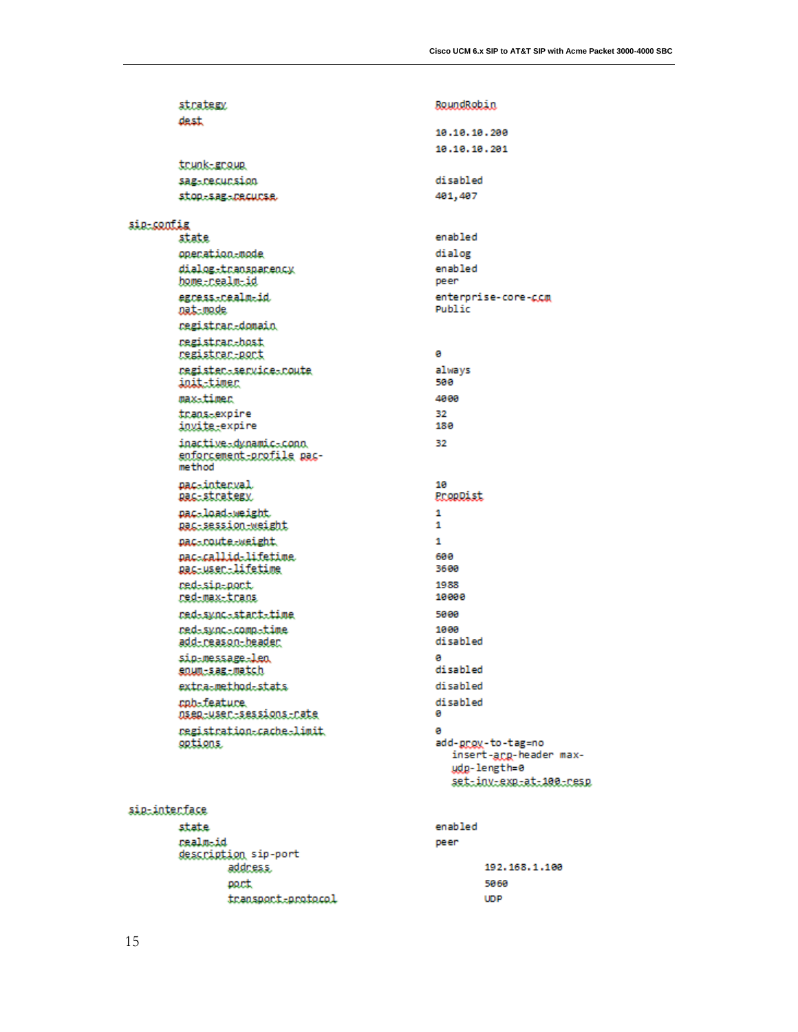```
        strategy                          RoundRobin
        dest
                                          10.10.10.200
                                          10.10.10.201
        trunk-group
        sag-recursion                     disabled
        stop-sag-recurse                  401,407

sip-config
        state                             enabled
        operation-mode                    dialog
        dialog-transparency               enabled
        home-realm-id                     peer
        egress-realm-id                   enterprise-core-ccm
        nat-mode                          Public
        registrar-domain
        registrar-host
        registrar-port                    0
        register-service-route            always
        init-timer                        500
        max-timer                         4000
        trans-expire                      32
        invite-expire                     180
        inactive-dynamic-conn             32
        enforcement-profile pac-
        method
        pac-interval                      10
        pac-strategy                      PropDist
        pac-load-weight                   1
        pac-session-weight                1
        pac-route-weight                  1
        pac-callid-lifetime               600
        pac-user-lifetime                 3600
        red-sip-port                      1988
        red-max-trans                     10000
        red-sync-start-time               5000
        red-sync-comp-time                1000
        add-reason-header                 disabled
        sip-message-len                   0
        enum-sag-match                    disabled
        extra-method-stats                disabled
        rph-feature                       disabled
        nsep-user-sessions-rate           0
        registration-cache-limit          0
        options                           add-prov-to-tag=no
                                             insert-arp-header max-
                                             udp-length=0
                                             set-inv-exp-at-100-resp

sip-interface
        state                             enabled
        realm-id                          peer
        description sip-port
                address                           192.168.1.100
                port                              5060
                transport-protocol                UDP
```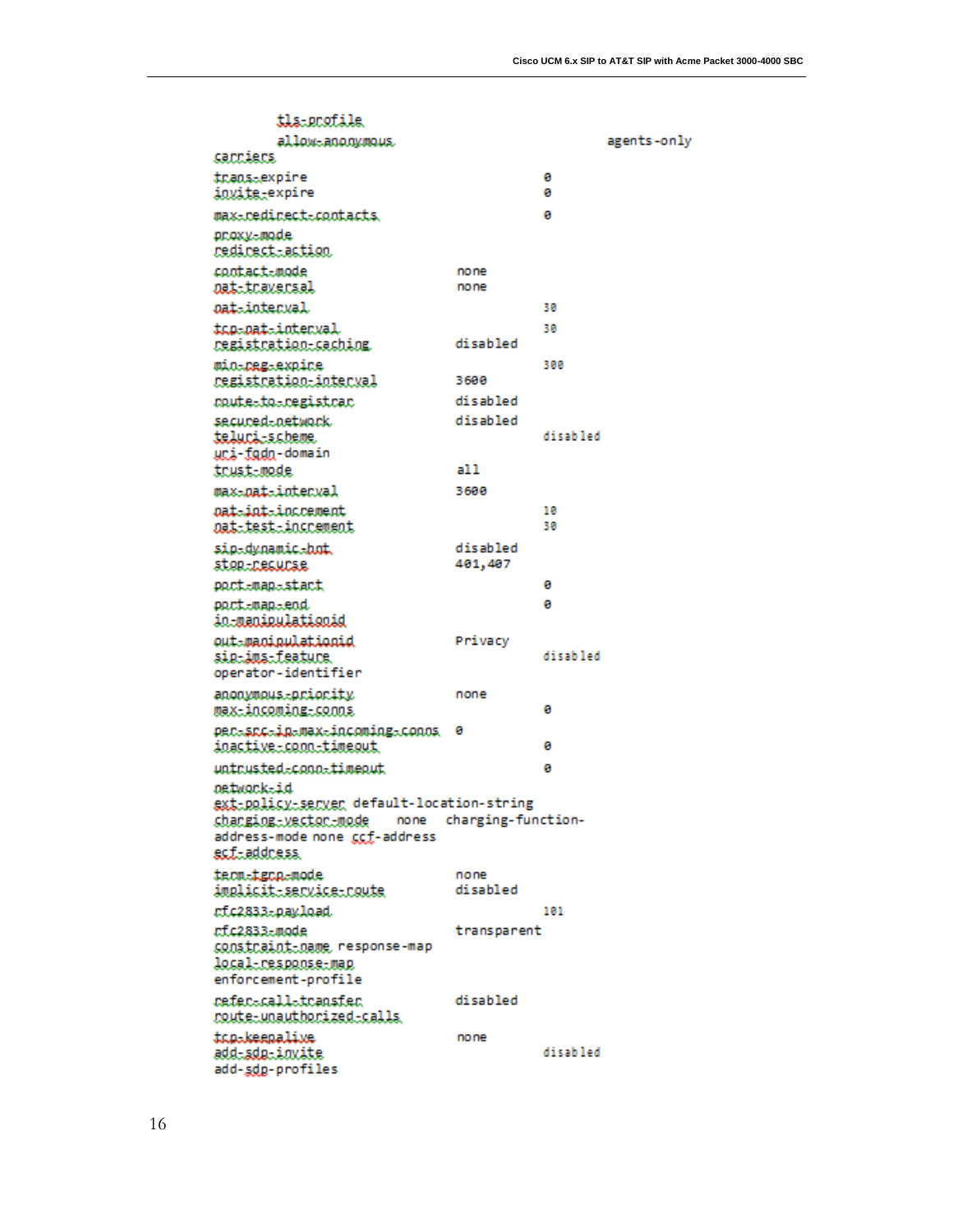```
        tls-profile
        allow-anonymous                              agents-only
carriers
trans-expire                              0
invite-expire                             0
max-redirect-contacts                     0
proxy-mode
redirect-action
contact-mode                 none
nat-traversal                none
nat-interval                              30
tcp-nat-interval                          30
registration-caching         disabled
min-reg-expire                            300
registration-interval        3600
route-to-registrar           disabled
secured-network              disabled
teluri-scheme                             disabled
uri-fqdn-domain
trust-mode                   all
max-nat-interval             3600
nat-int-increment                         10
nat-test-increment                        30
sip-dynamic-hnt              disabled
stop-recurse                 401,407
port-map-start                            0
port-map-end                              0
in-manipulationid
out-manipulationid           Privacy
sip-ims-feature                           disabled
operator-identifier
anonymous-priority           none
max-incoming-conns                        0
per-src-ip-max-incoming-conns  0
inactive-conn-timeout                     0
untrusted-conn-timeout                    0
network-id
ext-policy-server default-location-string
charging-vector-mode    none  charging-function-
address-mode none ccf-address
ecf-address
term-tgrp-mode               none
implicit-service-route       disabled
rfc2833-payload                           101
rfc2833-mode                 transparent
constraint-name response-map
local-response-map
enforcement-profile
refer-call-transfer          disabled
route-unauthorized-calls
tcp-keepalive                none
add-sdp-invite                            disabled
add-sdp-profiles
```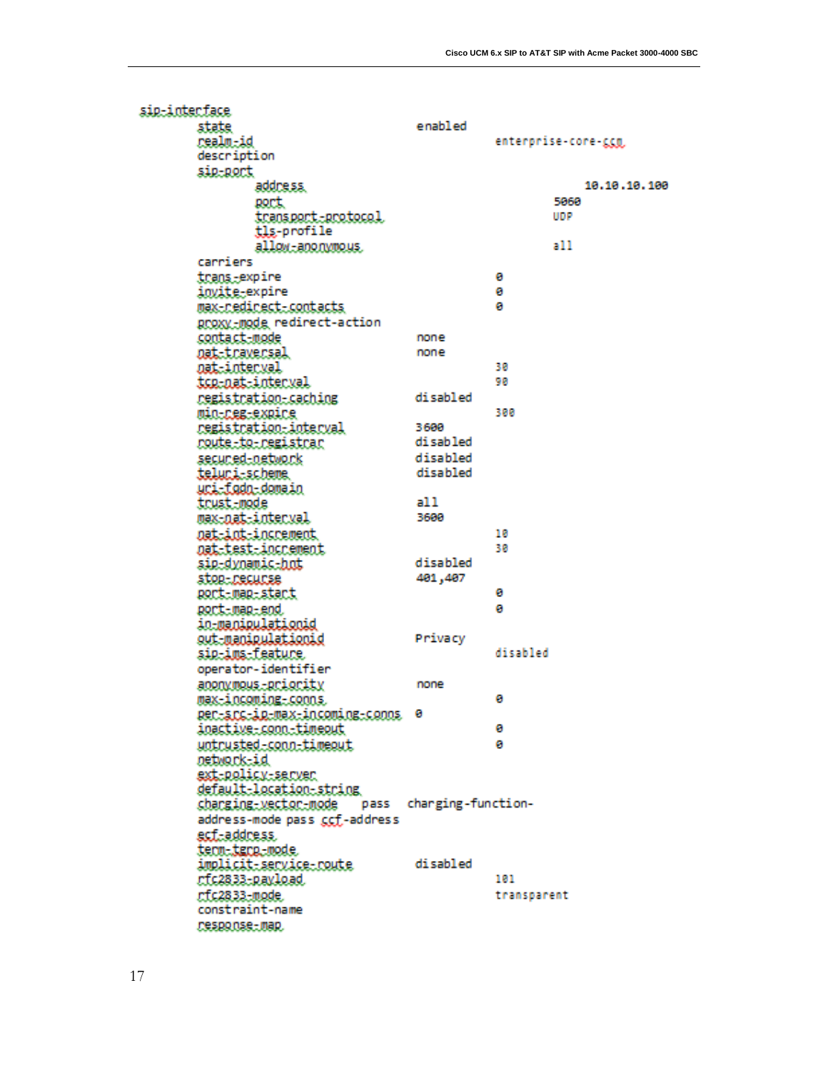```
sip-interface
        state                           enabled
        realm-id                                        enterprise-core-ccm
        description
        sip-port
                address                                                 10.10.10.100
                port                                            5060
                transport-protocol                              UDP
                tls-profile
                allow-anonymous                                 all
        carriers
        trans-expire                                    0
        invite-expire                                   0
        max-redirect-contacts                           0
        proxy-mode redirect-action
        contact-mode                    none
        nat-traversal                   none
        nat-interval                                    30
        tcp-nat-interval                                90
        registration-caching            disabled
        min-reg-expire                                  300
        registration-interval           3600
        route-to-registrar              disabled
        secured-network                 disabled
        teluri-scheme                   disabled
        uri-fqdn-domain
        trust-mode                      all
        max-nat-interval                3600
        nat-int-increment                               10
        nat-test-increment                              30
        sip-dynamic-hnt                 disabled
        stop-recurse                    401,407
        port-map-start                                  0
        port-map-end                                    0
        in-manipulationid
        out-manipulationid              Privacy
        sip-ims-feature                                 disabled
        operator-identifier
        anonymous-priority              none
        max-incoming-conns                              0
        per-src-ip-max-incoming-conns   0
        inactive-conn-timeout                           0
        untrusted-conn-timeout                          0
        network-id
        ext-policy-server
        default-location-string
        charging-vector-mode    pass   charging-function-
        address-mode pass ccf-address
        ecf-address
        term-tgrp-mode
        implicit-service-route          disabled
        rfc2833-payload                                 101
        rfc2833-mode                                    transparent
        constraint-name
        response-map
```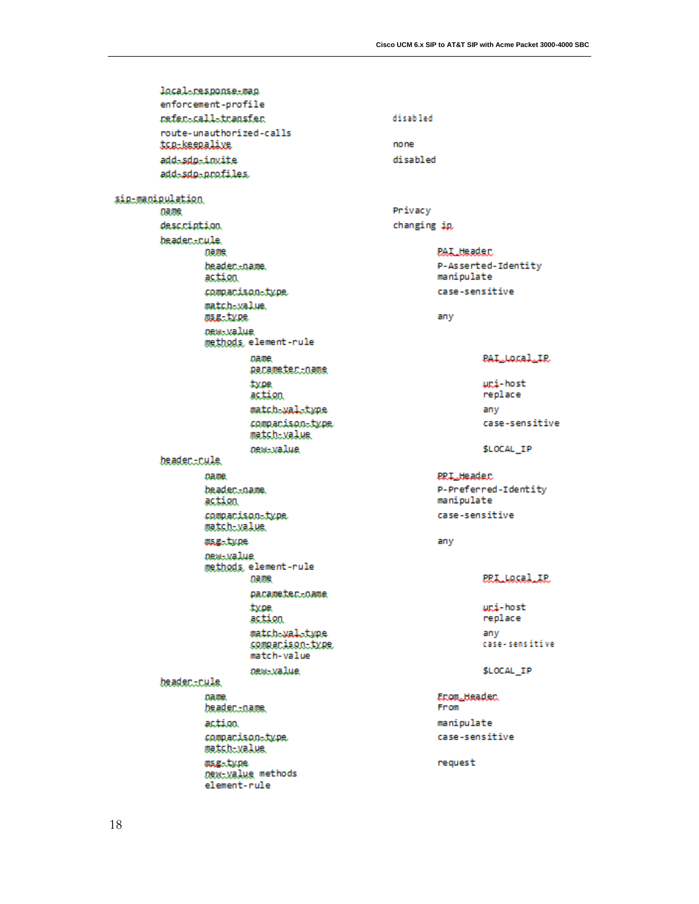```
        local-response-map
        enforcement-profile
        refer-call-transfer                    disabled
        route-unauthorized-calls
        tcp-keepalive                          none
        add-sdp-invite                         disabled
        add-sdp-profiles

sip-manipulation
        name                                   Privacy
        description                            changing ip
        header-rule
                name                                   PAI_Header
                header-name                            P-Asserted-Identity
                action                                 manipulate
                comparison-type                        case-sensitive
                match-value
                msg-type                               any
                new-value
                methods element-rule
                        name                                   PAI_Local_IP
                        parameter-name
                        type                                   uri-host
                        action                                 replace
                        match-val-type                         any
                        comparison-type                        case-sensitive
                        match-value
                        new-value                              $LOCAL_IP
        header-rule
                name                                   PPI_Header
                header-name                            P-Preferred-Identity
                action                                 manipulate
                comparison-type                        case-sensitive
                match-value
                msg-type                               any
                new-value
                methods element-rule
                        name                                   PPI_Local_IP
                        parameter-name
                        type                                   uri-host
                        action                                 replace
                        match-val-type                         any
                        comparison-type                        case-sensitive
                        match-value
                        new-value                              $LOCAL_IP
        header-rule
                name                                   From_Header
                header-name                            From
                action                                 manipulate
                comparison-type                        case-sensitive
                match-value
                msg-type                               request
                new-value methods
                element-rule
```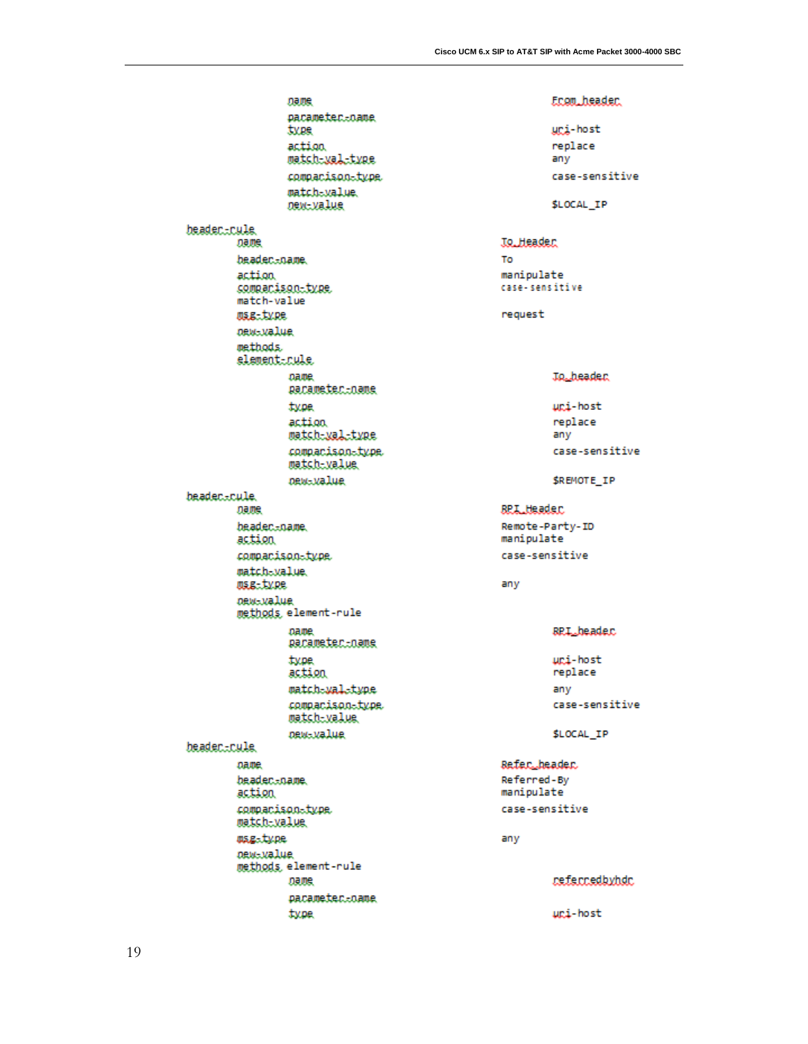```
            name                                    From_header
            parameter-name
            type                                    uri-host
            action                                  replace
            match-val-type                          any
            comparison-type                         case-sensitive
            match-value
            new-value                               $LOCAL_IP
header-rule
        name                                To_Header
        header-name                         To
        action                              manipulate
        comparison-type                     case-sensitive
        match-value
        msg-type                            request
        new-value
        methods
        element-rule
            name                                    To_header
            parameter-name
            type                                    uri-host
            action                                  replace
            match-val-type                          any
            comparison-type                         case-sensitive
            match-value
            new-value                               $REMOTE_IP
header-rule
        name                                RPI_Header
        header-name                         Remote-Party-ID
        action                              manipulate
        comparison-type                     case-sensitive
        match-value
        msg-type                            any
        new-value
        methods element-rule
            name                                    RPI_header
            parameter-name
            type                                    uri-host
            action                                  replace
            match-val-type                          any
            comparison-type                         case-sensitive
            match-value
            new-value                               $LOCAL_IP
header-rule
        name                                Refer_header
        header-name                         Referred-By
        action                              manipulate
        comparison-type                     case-sensitive
        match-value
        msg-type                            any
        new-value
        methods element-rule
            name                                    referredbyhdr
            parameter-name
            type                                    uri-host
```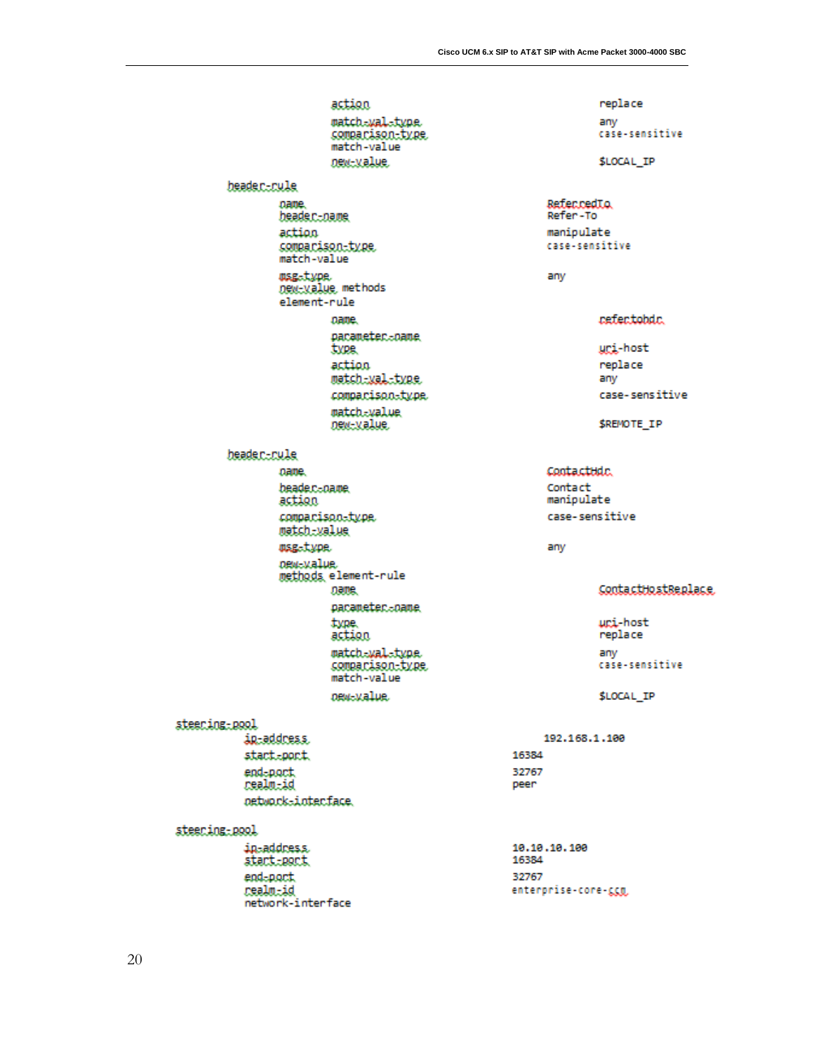```
                action                          replace
                match-val-type                  any
                comparison-type                 case-sensitive
                match-value
                new-value                       $LOCAL_IP

        header-rule
            name                                ReferredTo
            header-name                         Refer-To
            action                              manipulate
            comparison-type                     case-sensitive
            match-value
            msg-type                            any
            new-value methods
            element-rule
                name                            refertohdr
                parameter-name
                type                            uri-host
                action                          replace
                match-val-type                  any
                comparison-type                 case-sensitive
                match-value
                new-value                       $REMOTE_IP

        header-rule
            name                                ContactHdr
            header-name                         Contact
            action                              manipulate
            comparison-type                     case-sensitive
            match-value
            msg-type                            any
            new-value
            methods element-rule
                name                            ContactHostReplace
                parameter-name
                type                            uri-host
                action                          replace
                match-val-type                  any
                comparison-type                 case-sensitive
                match-value
                new-value                       $LOCAL_IP

steering-pool
        ip-address                              192.168.1.100
        start-port                              16384
        end-port                                32767
        realm-id                                peer
        network-interface

steering-pool
        ip-address                              10.10.10.100
        start-port                              16384
        end-port                                32767
        realm-id                                enterprise-core-ccm
        network-interface
```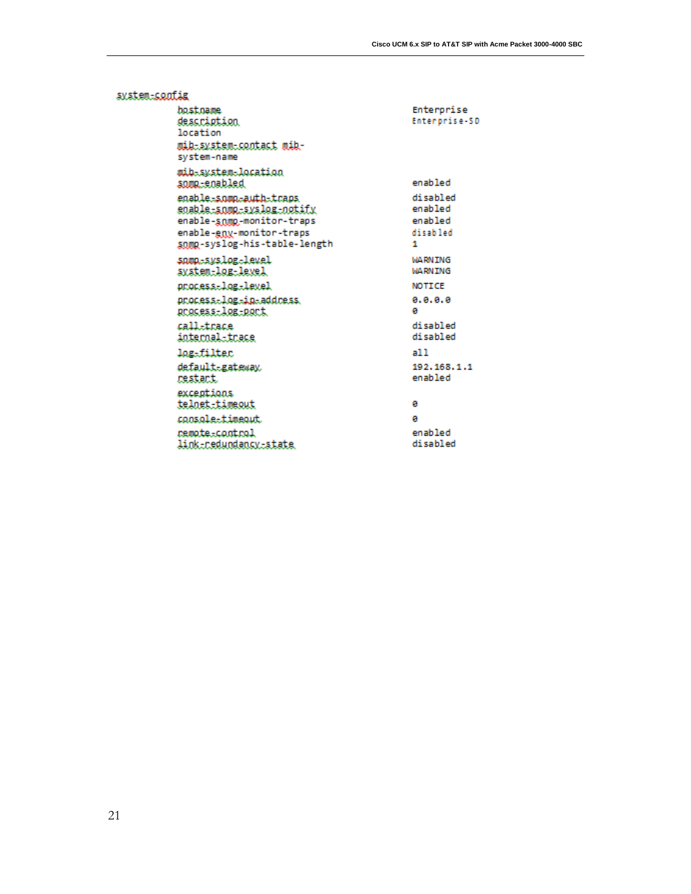```
system-config
        hostname                                Enterprise
        description                             Enterprise-SD
        location
        mib-system-contact mib-
        system-name
        mib-system-location
        snmp-enabled                            enabled
        enable-snmp-auth-traps                  disabled
        enable-snmp-syslog-notify               enabled
        enable-snmp-monitor-traps               enabled
        enable-env-monitor-traps                disabled
        snmp-syslog-his-table-length            1
        snmp-syslog-level                       WARNING
        system-log-level                        WARNING
        process-log-level                       NOTICE
        process-log-ip-address                  0.0.0.0
        process-log-port                        0
        call-trace                              disabled
        internal-trace                          disabled
        log-filter                              all
        default-gateway                         192.168.1.1
        restart                                 enabled
        exceptions
        telnet-timeout                          0
        console-timeout                         0
        remote-control                          enabled
        link-redundancy-state                   disabled
```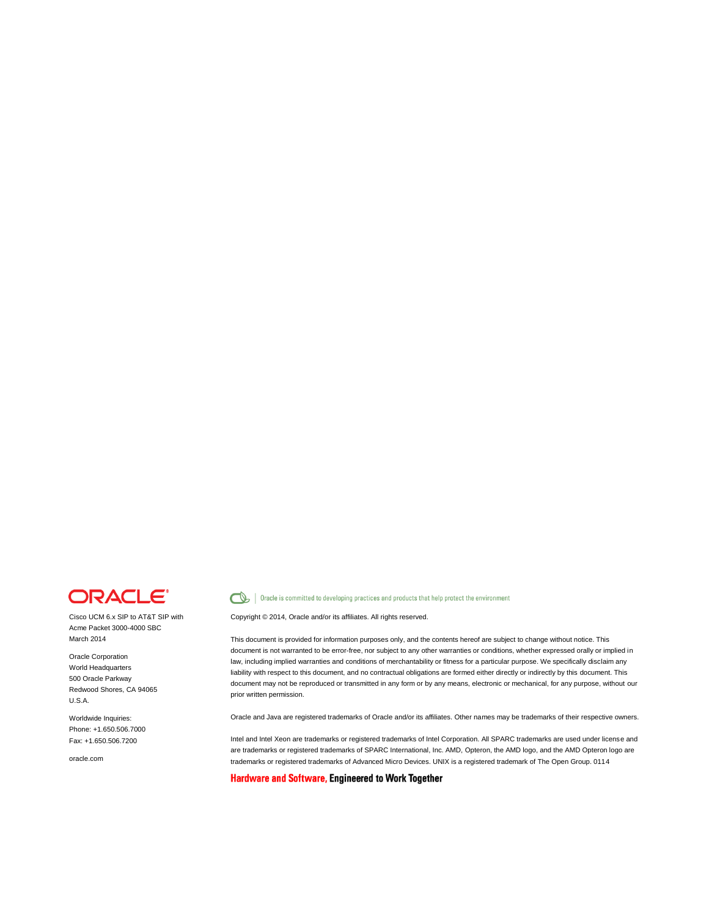ORACLE

Cisco UCM 6.x SIP to AT&T SIP with
Acme Packet 3000-4000 SBC
March 2014

Oracle Corporation
World Headquarters
500 Oracle Parkway
Redwood Shores, CA 94065
U.S.A.

Worldwide Inquiries:
Phone: +1.650.506.7000
Fax: +1.650.506.7200

oracle.com

Oracle is committed to developing practices and products that help protect the environment

Copyright © 2014, Oracle and/or its affiliates. All rights reserved.

This document is provided for information purposes only, and the contents hereof are subject to change without notice. This document is not warranted to be error-free, nor subject to any other warranties or conditions, whether expressed orally or implied in law, including implied warranties and conditions of merchantability or fitness for a particular purpose. We specifically disclaim any liability with respect to this document, and no contractual obligations are formed either directly or indirectly by this document. This document may not be reproduced or transmitted in any form or by any means, electronic or mechanical, for any purpose, without our prior written permission.

Oracle and Java are registered trademarks of Oracle and/or its affiliates. Other names may be trademarks of their respective owners.

Intel and Intel Xeon are trademarks or registered trademarks of Intel Corporation. All SPARC trademarks are used under license and are trademarks or registered trademarks of SPARC International, Inc. AMD, Opteron, the AMD logo, and the AMD Opteron logo are trademarks or registered trademarks of Advanced Micro Devices. UNIX is a registered trademark of The Open Group. 0114

**Hardware and Software, Engineered to Work Together**